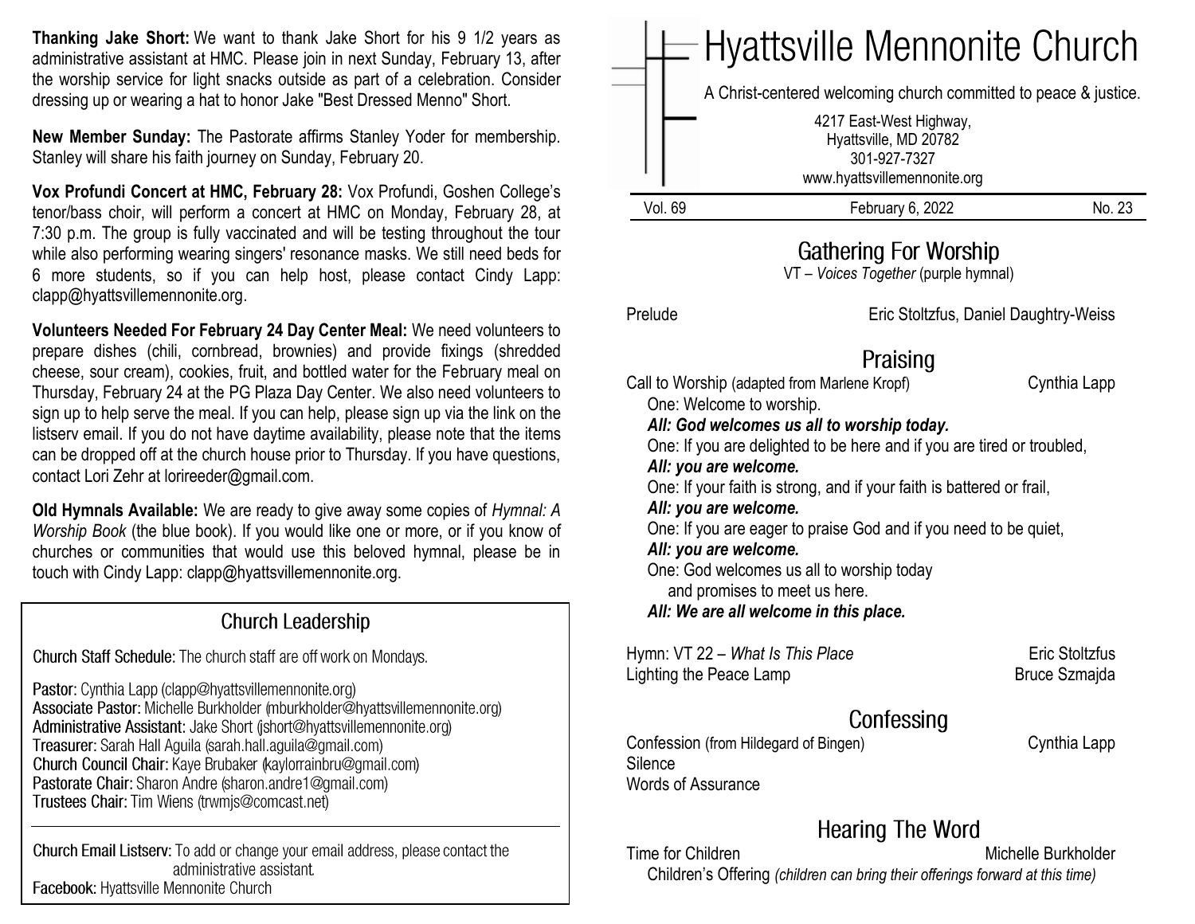**Thanking Jake Short:** We want to thank Jake Short for his 9 1/2 years as administrative assistant at HMC. Please join in next Sunday, February 13, after the worship service for light snacks outside as part of a celebration. Consider dressing up or wearing a hat to honor Jake "Best Dressed Menno" Short.

**New Member Sunday:** The Pastorate affirms Stanley Yoder for membership. Stanley will share his faith journey on Sunday, February 20.

**Vox Profundi Concert at HMC, February 28:** Vox Profundi, Goshen College's tenor/bass choir, will perform a concert at HMC on Monday, February 28, at 7:30 p.m. The group is fully vaccinated and will be testing throughout the tour while also performing wearing singers' resonance masks. We still need beds for 6 more students, so if you can help host, please contact Cindy Lapp: clapp@hyattsvillemennonite.org.

**Volunteers Needed For February 24 Day Center Meal:** We need volunteers to prepare dishes (chili, cornbread, brownies) and provide fixings (shredded cheese, sour cream), cookies, fruit, and bottled water for the February meal on Thursday, February 24 at the PG Plaza Day Center. We also need volunteers to sign up to help serve the meal. If you can help, please sign up via the link on the listserv email. If you do not have daytime availability, please note that the items can be dropped off at the church house prior to Thursday. If you have questions, contact Lori Zehr at lorireeder@gmail.com.

**Old Hymnals Available:** We are ready to give away some copies of *Hymnal: A Worship Book* (the blue book). If you would like one or more, or if you know of churches or communities that would use this beloved hymnal, please be in touch with Cindy Lapp: clapp@hyattsvillemennonite.org.

## Church Leadership

**Church Staff Schedule:** The church staff are off work on Mondays.

**Pastor:** Cynthia Lapp (clapp@hyattsvillemennonite.org)
**Associate Pastor:** Michelle Burkholder (mburkholder@hyattsvillemennonite.org)
**Administrative Assistant:** Jake Short (jshort@hyattsvillemennonite.org)
**Treasurer:** Sarah Hall Aguila (sarah.hall.aguila@gmail.com)
**Church Council Chair:** Kaye Brubaker (kaylorrainbru@gmail.com)
**Pastorate Chair:** Sharon Andre (sharon.andre1@gmail.com)
**Trustees Chair:** Tim Wiens (trwmjs@comcast.net)

**Church Email Listserv:** To add or change your email address, please contact the administrative assistant.
**Facebook:** Hyattsville Mennonite Church

# Hyattsville Mennonite Church

A Christ-centered welcoming church committed to peace & justice.

4217 East-West Highway,
Hyattsville, MD 20782
301-927-7327
www.hyattsvillemennonite.org

Vol. 69 | February 6, 2022 | No. 23

## Gathering For Worship

VT – *Voices Together* (purple hymnal)

Prelude — Eric Stoltzfus, Daniel Daughtry-Weiss

## Praising

Call to Worship (adapted from Marlene Kropf) — Cynthia Lapp

One: Welcome to worship.
***All: God welcomes us all to worship today.***
One: If you are delighted to be here and if you are tired or troubled,
***All: you are welcome.***
One: If your faith is strong, and if your faith is battered or frail,
***All: you are welcome.***
One: If you are eager to praise God and if you need to be quiet,
***All: you are welcome.***
One: God welcomes us all to worship today
and promises to meet us here.
***All: We are all welcome in this place.***

Hymn: VT 22 – *What Is This Place* — Eric Stoltzfus
Lighting the Peace Lamp — Bruce Szmajda

## Confessing

Confession (from Hildegard of Bingen) — Cynthia Lapp
Silence
Words of Assurance

## Hearing The Word

Time for Children — Michelle Burkholder
Children's Offering *(children can bring their offerings forward at this time)*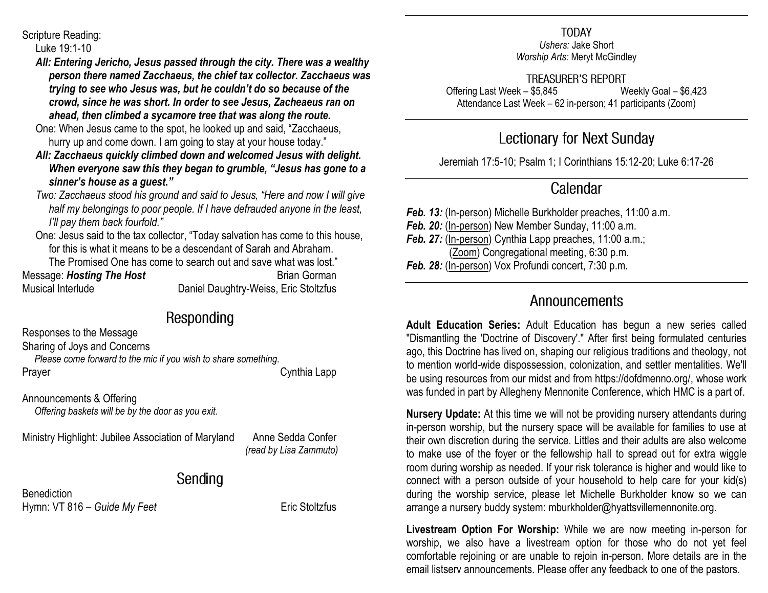Scripture Reading:

Luke 19:1-10

***All: Entering Jericho, Jesus passed through the city. There was a wealthy person there named Zacchaeus, the chief tax collector. Zacchaeus was trying to see who Jesus was, but he couldn't do so because of the crowd, since he was short. In order to see Jesus, Zacheaeus ran on ahead, then climbed a sycamore tree that was along the route.***

One: When Jesus came to the spot, he looked up and said, "Zacchaeus, hurry up and come down. I am going to stay at your house today."

***All: Zacchaeus quickly climbed down and welcomed Jesus with delight. When everyone saw this they began to grumble, "Jesus has gone to a sinner's house as a guest."***

*Two: Zacchaeus stood his ground and said to Jesus, "Here and now I will give half my belongings to poor people. If I have defrauded anyone in the least, I'll pay them back fourfold."*

One: Jesus said to the tax collector, "Today salvation has come to this house, for this is what it means to be a descendant of Sarah and Abraham. The Promised One has come to search out and save what was lost."

Message: ***Hosting The Host*** — Brian Gorman

Musical Interlude — Daniel Daughtry-Weiss, Eric Stoltzfus

## Responding

Responses to the Message

Sharing of Joys and Concerns

*Please come forward to the mic if you wish to share something.*

Prayer — Cynthia Lapp

Announcements & Offering

*Offering baskets will be by the door as you exit.*

Ministry Highlight: Jubilee Association of Maryland — Anne Sedda Confer *(read by Lisa Zammuto)*

## Sending

Benediction

Hymn: VT 816 – *Guide My Feet* — Eric Stoltzfus

---

TODAY

*Ushers:* Jake Short

*Worship Arts:* Meryt McGindley

TREASURER'S REPORT

Offering Last Week – $5,845 Weekly Goal – $6,423

Attendance Last Week – 62 in-person; 41 participants (Zoom)

## Lectionary for Next Sunday

Jeremiah 17:5-10; Psalm 1; I Corinthians 15:12-20; Luke 6:17-26

## Calendar

***Feb. 13:*** (In-person) Michelle Burkholder preaches, 11:00 a.m.

***Feb. 20:*** (In-person) New Member Sunday, 11:00 a.m.

***Feb. 27:*** (In-person) Cynthia Lapp preaches, 11:00 a.m.; (Zoom) Congregational meeting, 6:30 p.m.

***Feb. 28:*** (In-person) Vox Profundi concert, 7:30 p.m.

## Announcements

**Adult Education Series:** Adult Education has begun a new series called "Dismantling the 'Doctrine of Discovery'." After first being formulated centuries ago, this Doctrine has lived on, shaping our religious traditions and theology, not to mention world-wide dispossession, colonization, and settler mentalities. We'll be using resources from our midst and from https://dofdmenno.org/, whose work was funded in part by Allegheny Mennonite Conference, which HMC is a part of.

**Nursery Update:** At this time we will not be providing nursery attendants during in-person worship, but the nursery space will be available for families to use at their own discretion during the service. Littles and their adults are also welcome to make use of the foyer or the fellowship hall to spread out for extra wiggle room during worship as needed. If your risk tolerance is higher and would like to connect with a person outside of your household to help care for your kid(s) during the worship service, please let Michelle Burkholder know so we can arrange a nursery buddy system: mburkholder@hyattsvillemennonite.org.

**Livestream Option For Worship:** While we are now meeting in-person for worship, we also have a livestream option for those who do not yet feel comfortable rejoining or are unable to rejoin in-person. More details are in the email listserv announcements. Please offer any feedback to one of the pastors.